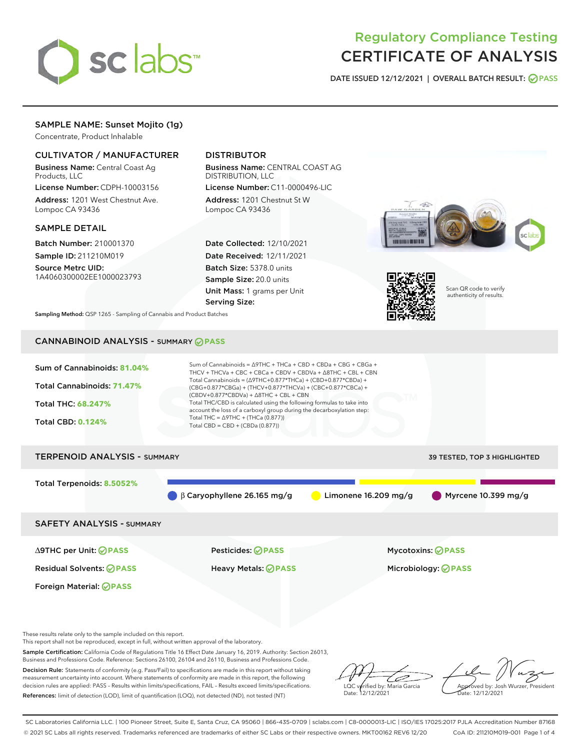# Regulatory Compliance Testing
# CERTIFICATE OF ANALYSIS

DATE ISSUED 12/12/2021 | OVERALL BATCH RESULT: PASS

## SAMPLE NAME: Sunset Mojito (1g)

Concentrate, Product Inhalable

### CULTIVATOR / MANUFACTURER

**Business Name:** Central Coast Ag Products, LLC
**License Number:** CDPH-10003156
**Address:** 1201 West Chestnut Ave. Lompoc CA 93436

### DISTRIBUTOR

**Business Name:** CENTRAL COAST AG DISTRIBUTION, LLC
**License Number:** C11-0000496-LIC
**Address:** 1201 Chestnut St W Lompoc CA 93436

### SAMPLE DETAIL

**Batch Number:** 210001370
**Sample ID:** 211210M019
**Source Metrc UID:** 1A4060300002EE1000023793

**Date Collected:** 12/10/2021
**Date Received:** 12/11/2021
**Batch Size:** 5378.0 units
**Sample Size:** 20.0 units
**Unit Mass:** 1 grams per Unit
**Serving Size:**

Scan QR code to verify authenticity of results.

**Sampling Method:** QSP 1265 - Sampling of Cannabis and Product Batches

## CANNABINOID ANALYSIS - SUMMARY PASS

Sum of Cannabinoids: **81.04%**
Total Cannabinoids: **71.47%**
Total THC: **68.247%**
Total CBD: **0.124%**

Sum of Cannabinoids = Δ9THC + THCa + CBD + CBDa + CBG + CBGa + THCV + THCVa + CBC + CBCa + CBDV + CBDVa + Δ8THC + CBL + CBN
Total Cannabinoids = (Δ9THC+0.877*THCa) + (CBD+0.877*CBDa) + (CBG+0.877*CBGa) + (THCV+0.877*THCVa) + (CBC+0.877*CBCa) + (CBDV+0.877*CBDVa) + Δ8THC + CBL + CBN
Total THC/CBD is calculated using the following formulas to take into account the loss of a carboxyl group during the decarboxylation step:
Total THC = Δ9THC + (THCa (0.877))
Total CBD = CBD + (CBDa (0.877))

## TERPENOID ANALYSIS - SUMMARY

39 TESTED, TOP 3 HIGHLIGHTED

Total Terpenoids: **8.5052%**

β Caryophyllene 26.165 mg/g | Limonene 16.209 mg/g | Myrcene 10.399 mg/g

## SAFETY ANALYSIS - SUMMARY

| | | |
|---|---|---|
| Δ9THC per Unit: PASS | Pesticides: PASS | Mycotoxins: PASS |
| Residual Solvents: PASS | Heavy Metals: PASS | Microbiology: PASS |
| Foreign Material: PASS | | |

These results relate only to the sample included on this report.
This report shall not be reproduced, except in full, without written approval of the laboratory.

**Sample Certification:** California Code of Regulations Title 16 Effect Date January 16, 2019. Authority: Section 26013, Business and Professions Code. Reference: Sections 26100, 26104 and 26110, Business and Professions Code.

**Decision Rule:** Statements of conformity (e.g. Pass/Fail) to specifications are made in this report without taking measurement uncertainty into account. Where statements of conformity are made in this report, the following decision rules are applied: PASS – Results within limits/specifications, FAIL – Results exceed limits/specifications.

**References:** limit of detection (LOD), limit of quantification (LOQ), not detected (ND), not tested (NT)

LQC verified by: Maria Garcia
Date: 12/12/2021

Approved by: Josh Wurzer, President
Date: 12/12/2021

SC Laboratories California LLC. | 100 Pioneer Street, Suite E, Santa Cruz, CA 95060 | 866-435-0709 | sclabs.com | C8-0000013-LIC | ISO/IES 17025:2017 PJLA Accreditation Number 87168
© 2021 SC Labs all rights reserved. Trademarks referenced are trademarks of either SC Labs or their respective owners. MKT00162 REV6 12/20 CoA ID: 211210M019-001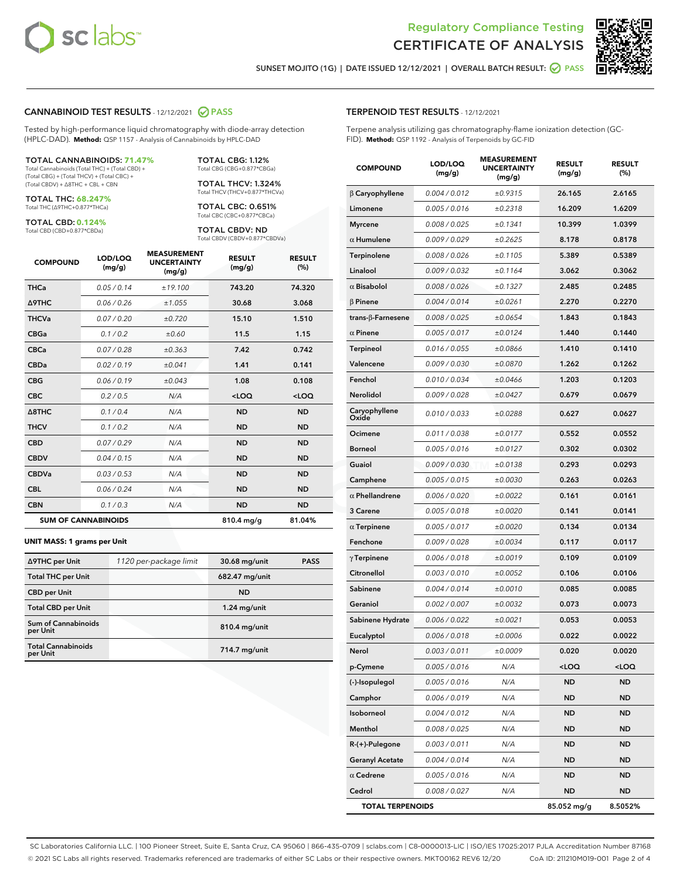# Regulatory Compliance Testing
# CERTIFICATE OF ANALYSIS

SUNSET MOJITO (1G) | DATE ISSUED 12/12/2021 | OVERALL BATCH RESULT: PASS

## CANNABINOID TEST RESULTS - 12/12/2021 PASS

Tested by high-performance liquid chromatography with diode-array detection (HPLC-DAD). **Method:** QSP 1157 - Analysis of Cannabinoids by HPLC-DAD

**TOTAL CANNABINOIDS: 71.47%**
Total Cannabinoids (Total THC) + (Total CBD) + (Total CBG) + (Total THCV) + (Total CBC) + (Total CBDV) + Δ8THC + CBL + CBN

**TOTAL THC: 68.247%**
Total THC (Δ9THC+0.877*THCa)

**TOTAL CBD: 0.124%**
Total CBD (CBD+0.877*CBDa)

**TOTAL CBG: 1.12%**
Total CBG (CBG+0.877*CBGa)

**TOTAL THCV: 1.324%**
Total THCV (THCV+0.877*THCVa)

**TOTAL CBC: 0.651%**
Total CBC (CBC+0.877*CBCa)

**TOTAL CBDV: ND**
Total CBDV (CBDV+0.877*CBDVa)

| COMPOUND | LOD/LOQ (mg/g) | MEASUREMENT UNCERTAINTY (mg/g) | RESULT (mg/g) | RESULT (%) |
|---|---|---|---|---|
| THCa | 0.05 / 0.14 | ±19.100 | 743.20 | 74.320 |
| Δ9THC | 0.06 / 0.26 | ±1.055 | 30.68 | 3.068 |
| THCVa | 0.07 / 0.20 | ±0.720 | 15.10 | 1.510 |
| CBGa | 0.1 / 0.2 | ±0.60 | 11.5 | 1.15 |
| CBCa | 0.07 / 0.28 | ±0.363 | 7.42 | 0.742 |
| CBDa | 0.02 / 0.19 | ±0.041 | 1.41 | 0.141 |
| CBG | 0.06 / 0.19 | ±0.043 | 1.08 | 0.108 |
| CBC | 0.2 / 0.5 | N/A | <LOQ | <LOQ |
| Δ8THC | 0.1 / 0.4 | N/A | ND | ND |
| THCV | 0.1 / 0.2 | N/A | ND | ND |
| CBD | 0.07 / 0.29 | N/A | ND | ND |
| CBDV | 0.04 / 0.15 | N/A | ND | ND |
| CBDVa | 0.03 / 0.53 | N/A | ND | ND |
| CBL | 0.06 / 0.24 | N/A | ND | ND |
| CBN | 0.1 / 0.3 | N/A | ND | ND |
| **SUM OF CANNABINOIDS** | | | 810.4 mg/g | 81.04% |

### UNIT MASS: 1 grams per Unit

| | | | |
|---|---|---|---|
| Δ9THC per Unit | 1120 per-package limit | 30.68 mg/unit | PASS |
| Total THC per Unit | | 682.47 mg/unit | |
| CBD per Unit | | ND | |
| Total CBD per Unit | | 1.24 mg/unit | |
| Sum of Cannabinoids per Unit | | 810.4 mg/unit | |
| Total Cannabinoids per Unit | | 714.7 mg/unit | |

## TERPENOID TEST RESULTS - 12/12/2021

Terpene analysis utilizing gas chromatography-flame ionization detection (GC-FID). **Method:** QSP 1192 - Analysis of Terpenoids by GC-FID

| COMPOUND | LOD/LOQ (mg/g) | MEASUREMENT UNCERTAINTY (mg/g) | RESULT (mg/g) | RESULT (%) |
|---|---|---|---|---|
| β Caryophyllene | 0.004 / 0.012 | ±0.9315 | 26.165 | 2.6165 |
| Limonene | 0.005 / 0.016 | ±0.2318 | 16.209 | 1.6209 |
| Myrcene | 0.008 / 0.025 | ±0.1341 | 10.399 | 1.0399 |
| α Humulene | 0.009 / 0.029 | ±0.2625 | 8.178 | 0.8178 |
| Terpinolene | 0.008 / 0.026 | ±0.1105 | 5.389 | 0.5389 |
| Linalool | 0.009 / 0.032 | ±0.1164 | 3.062 | 0.3062 |
| α Bisabolol | 0.008 / 0.026 | ±0.1327 | 2.485 | 0.2485 |
| β Pinene | 0.004 / 0.014 | ±0.0261 | 2.270 | 0.2270 |
| trans-β-Farnesene | 0.008 / 0.025 | ±0.0654 | 1.843 | 0.1843 |
| α Pinene | 0.005 / 0.017 | ±0.0124 | 1.440 | 0.1440 |
| Terpineol | 0.016 / 0.055 | ±0.0866 | 1.410 | 0.1410 |
| Valencene | 0.009 / 0.030 | ±0.0870 | 1.262 | 0.1262 |
| Fenchol | 0.010 / 0.034 | ±0.0466 | 1.203 | 0.1203 |
| Nerolidol | 0.009 / 0.028 | ±0.0427 | 0.679 | 0.0679 |
| Caryophyllene Oxide | 0.010 / 0.033 | ±0.0288 | 0.627 | 0.0627 |
| Ocimene | 0.011 / 0.038 | ±0.0177 | 0.552 | 0.0552 |
| Borneol | 0.005 / 0.016 | ±0.0127 | 0.302 | 0.0302 |
| Guaiol | 0.009 / 0.030 | ±0.0138 | 0.293 | 0.0293 |
| Camphene | 0.005 / 0.015 | ±0.0030 | 0.263 | 0.0263 |
| α Phellandrene | 0.006 / 0.020 | ±0.0022 | 0.161 | 0.0161 |
| 3 Carene | 0.005 / 0.018 | ±0.0020 | 0.141 | 0.0141 |
| α Terpinene | 0.005 / 0.017 | ±0.0020 | 0.134 | 0.0134 |
| Fenchone | 0.009 / 0.028 | ±0.0034 | 0.117 | 0.0117 |
| γ Terpinene | 0.006 / 0.018 | ±0.0019 | 0.109 | 0.0109 |
| Citronellol | 0.003 / 0.010 | ±0.0052 | 0.106 | 0.0106 |
| Sabinene | 0.004 / 0.014 | ±0.0010 | 0.085 | 0.0085 |
| Geraniol | 0.002 / 0.007 | ±0.0032 | 0.073 | 0.0073 |
| Sabinene Hydrate | 0.006 / 0.022 | ±0.0021 | 0.053 | 0.0053 |
| Eucalyptol | 0.006 / 0.018 | ±0.0006 | 0.022 | 0.0022 |
| Nerol | 0.003 / 0.011 | ±0.0009 | 0.020 | 0.0020 |
| p-Cymene | 0.005 / 0.016 | N/A | <LOQ | <LOQ |
| (-)-Isopulegol | 0.005 / 0.016 | N/A | ND | ND |
| Camphor | 0.006 / 0.019 | N/A | ND | ND |
| Isoborneol | 0.004 / 0.012 | N/A | ND | ND |
| Menthol | 0.008 / 0.025 | N/A | ND | ND |
| R-(+)-Pulegone | 0.003 / 0.011 | N/A | ND | ND |
| Geranyl Acetate | 0.004 / 0.014 | N/A | ND | ND |
| α Cedrene | 0.005 / 0.016 | N/A | ND | ND |
| Cedrol | 0.008 / 0.027 | N/A | ND | ND |
| **TOTAL TERPENOIDS** | | | 85.052 mg/g | 8.5052% |

SC Laboratories California LLC. | 100 Pioneer Street, Suite E, Santa Cruz, CA 95060 | 866-435-0709 | sclabs.com | C8-0000013-LIC | ISO/IES 17025:2017 PJLA Accreditation Number 87168
© 2021 SC Labs all rights reserved. Trademarks referenced are trademarks of either SC Labs or their respective owners. MKT00162 REV6 12/20 CoA ID: 211210M019-001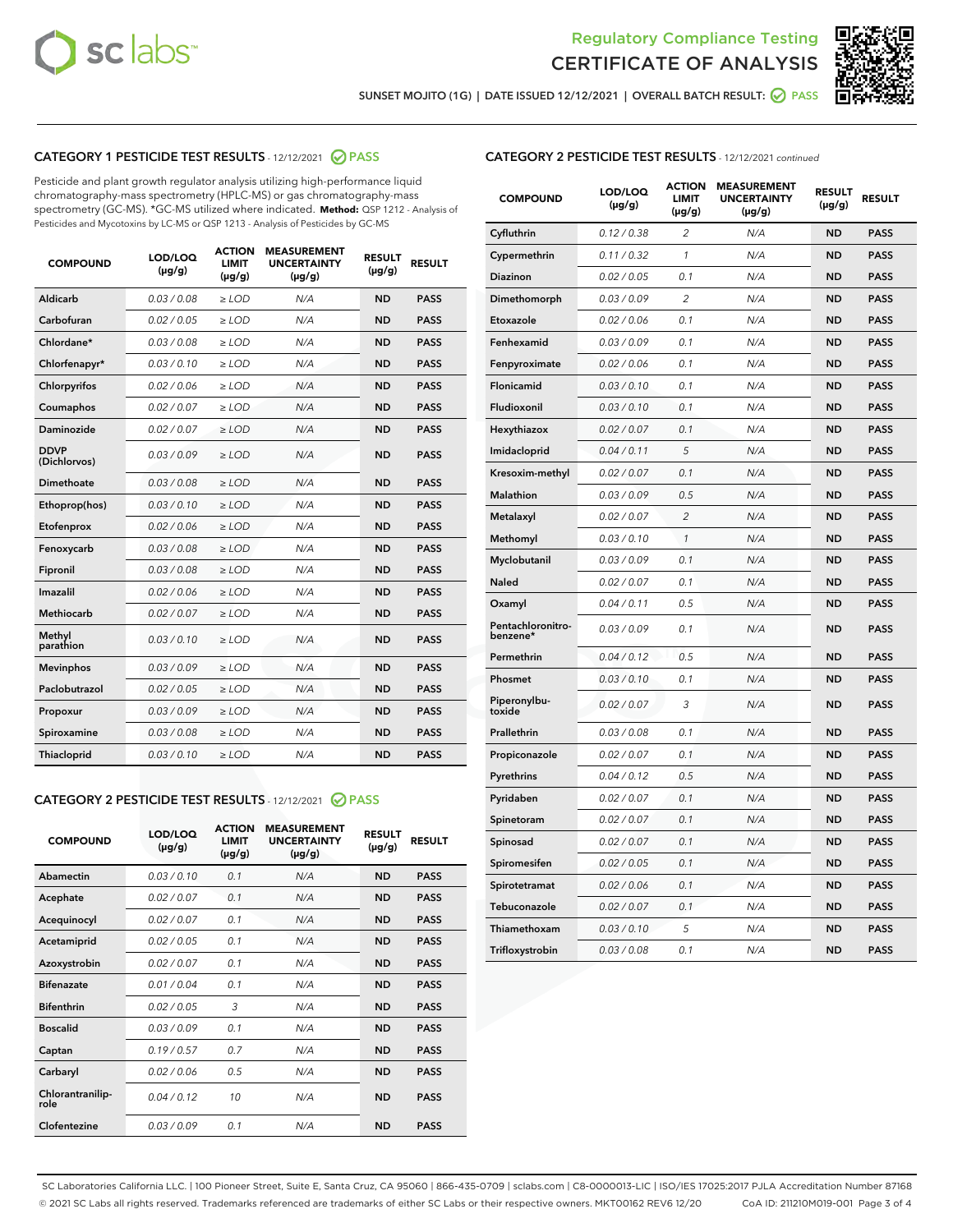Regulatory Compliance Testing
CERTIFICATE OF ANALYSIS

SUNSET MOJITO (1G) | DATE ISSUED 12/12/2021 | OVERALL BATCH RESULT: PASS

## CATEGORY 1 PESTICIDE TEST RESULTS - 12/12/2021 PASS

Pesticide and plant growth regulator analysis utilizing high-performance liquid chromatography-mass spectrometry (HPLC-MS) or gas chromatography-mass spectrometry (GC-MS). *GC-MS utilized where indicated. **Method:** QSP 1212 - Analysis of Pesticides and Mycotoxins by LC-MS or QSP 1213 - Analysis of Pesticides by GC-MS

| COMPOUND | LOD/LOQ (µg/g) | ACTION LIMIT (µg/g) | MEASUREMENT UNCERTAINTY (µg/g) | RESULT (µg/g) | RESULT |
|---|---|---|---|---|---|
| Aldicarb | 0.03 / 0.08 | ≥ LOD | N/A | ND | PASS |
| Carbofuran | 0.02 / 0.05 | ≥ LOD | N/A | ND | PASS |
| Chlordane* | 0.03 / 0.08 | ≥ LOD | N/A | ND | PASS |
| Chlorfenapyr* | 0.03 / 0.10 | ≥ LOD | N/A | ND | PASS |
| Chlorpyrifos | 0.02 / 0.06 | ≥ LOD | N/A | ND | PASS |
| Coumaphos | 0.02 / 0.07 | ≥ LOD | N/A | ND | PASS |
| Daminozide | 0.02 / 0.07 | ≥ LOD | N/A | ND | PASS |
| DDVP (Dichlorvos) | 0.03 / 0.09 | ≥ LOD | N/A | ND | PASS |
| Dimethoate | 0.03 / 0.08 | ≥ LOD | N/A | ND | PASS |
| Ethoprop(hos) | 0.03 / 0.10 | ≥ LOD | N/A | ND | PASS |
| Etofenprox | 0.02 / 0.06 | ≥ LOD | N/A | ND | PASS |
| Fenoxycarb | 0.03 / 0.08 | ≥ LOD | N/A | ND | PASS |
| Fipronil | 0.03 / 0.08 | ≥ LOD | N/A | ND | PASS |
| Imazalil | 0.02 / 0.06 | ≥ LOD | N/A | ND | PASS |
| Methiocarb | 0.02 / 0.07 | ≥ LOD | N/A | ND | PASS |
| Methyl parathion | 0.03 / 0.10 | ≥ LOD | N/A | ND | PASS |
| Mevinphos | 0.03 / 0.09 | ≥ LOD | N/A | ND | PASS |
| Paclobutrazol | 0.02 / 0.05 | ≥ LOD | N/A | ND | PASS |
| Propoxur | 0.03 / 0.09 | ≥ LOD | N/A | ND | PASS |
| Spiroxamine | 0.03 / 0.08 | ≥ LOD | N/A | ND | PASS |
| Thiacloprid | 0.03 / 0.10 | ≥ LOD | N/A | ND | PASS |

## CATEGORY 2 PESTICIDE TEST RESULTS - 12/12/2021 PASS

| COMPOUND | LOD/LOQ (µg/g) | ACTION LIMIT (µg/g) | MEASUREMENT UNCERTAINTY (µg/g) | RESULT (µg/g) | RESULT |
|---|---|---|---|---|---|
| Abamectin | 0.03 / 0.10 | 0.1 | N/A | ND | PASS |
| Acephate | 0.02 / 0.07 | 0.1 | N/A | ND | PASS |
| Acequinocyl | 0.02 / 0.07 | 0.1 | N/A | ND | PASS |
| Acetamiprid | 0.02 / 0.05 | 0.1 | N/A | ND | PASS |
| Azoxystrobin | 0.02 / 0.07 | 0.1 | N/A | ND | PASS |
| Bifenazate | 0.01 / 0.04 | 0.1 | N/A | ND | PASS |
| Bifenthrin | 0.02 / 0.05 | 3 | N/A | ND | PASS |
| Boscalid | 0.03 / 0.09 | 0.1 | N/A | ND | PASS |
| Captan | 0.19 / 0.57 | 0.7 | N/A | ND | PASS |
| Carbaryl | 0.02 / 0.06 | 0.5 | N/A | ND | PASS |
| Chlorantraniliprole | 0.04 / 0.12 | 10 | N/A | ND | PASS |
| Clofentezine | 0.03 / 0.09 | 0.1 | N/A | ND | PASS |
| Cyfluthrin | 0.12 / 0.38 | 2 | N/A | ND | PASS |
| Cypermethrin | 0.11 / 0.32 | 1 | N/A | ND | PASS |
| Diazinon | 0.02 / 0.05 | 0.1 | N/A | ND | PASS |
| Dimethomorph | 0.03 / 0.09 | 2 | N/A | ND | PASS |
| Etoxazole | 0.02 / 0.06 | 0.1 | N/A | ND | PASS |
| Fenhexamid | 0.03 / 0.09 | 0.1 | N/A | ND | PASS |
| Fenpyroximate | 0.02 / 0.06 | 0.1 | N/A | ND | PASS |
| Flonicamid | 0.03 / 0.10 | 0.1 | N/A | ND | PASS |
| Fludioxonil | 0.03 / 0.10 | 0.1 | N/A | ND | PASS |
| Hexythiazox | 0.02 / 0.07 | 0.1 | N/A | ND | PASS |
| Imidacloprid | 0.04 / 0.11 | 5 | N/A | ND | PASS |
| Kresoxim-methyl | 0.02 / 0.07 | 0.1 | N/A | ND | PASS |
| Malathion | 0.03 / 0.09 | 0.5 | N/A | ND | PASS |
| Metalaxyl | 0.02 / 0.07 | 2 | N/A | ND | PASS |
| Methomyl | 0.03 / 0.10 | 1 | N/A | ND | PASS |
| Myclobutanil | 0.03 / 0.09 | 0.1 | N/A | ND | PASS |
| Naled | 0.02 / 0.07 | 0.1 | N/A | ND | PASS |
| Oxamyl | 0.04 / 0.11 | 0.5 | N/A | ND | PASS |
| Pentachloronitrobenzene* | 0.03 / 0.09 | 0.1 | N/A | ND | PASS |
| Permethrin | 0.04 / 0.12 | 0.5 | N/A | ND | PASS |
| Phosmet | 0.03 / 0.10 | 0.1 | N/A | ND | PASS |
| Piperonylbutoxide | 0.02 / 0.07 | 3 | N/A | ND | PASS |
| Prallethrin | 0.03 / 0.08 | 0.1 | N/A | ND | PASS |
| Propiconazole | 0.02 / 0.07 | 0.1 | N/A | ND | PASS |
| Pyrethrins | 0.04 / 0.12 | 0.5 | N/A | ND | PASS |
| Pyridaben | 0.02 / 0.07 | 0.1 | N/A | ND | PASS |
| Spinetoram | 0.02 / 0.07 | 0.1 | N/A | ND | PASS |
| Spinosad | 0.02 / 0.07 | 0.1 | N/A | ND | PASS |
| Spiromesifen | 0.02 / 0.05 | 0.1 | N/A | ND | PASS |
| Spirotetramat | 0.02 / 0.06 | 0.1 | N/A | ND | PASS |
| Tebuconazole | 0.02 / 0.07 | 0.1 | N/A | ND | PASS |
| Thiamethoxam | 0.03 / 0.10 | 5 | N/A | ND | PASS |
| Trifloxystrobin | 0.03 / 0.08 | 0.1 | N/A | ND | PASS |

SC Laboratories California LLC. | 100 Pioneer Street, Suite E, Santa Cruz, CA 95060 | 866-435-0709 | sclabs.com | C8-0000013-LIC | ISO/IES 17025:2017 PJLA Accreditation Number 87168
© 2021 SC Labs all rights reserved. Trademarks referenced are trademarks of either SC Labs or their respective owners. MKT00162 REV6 12/20 CoA ID: 211210M019-001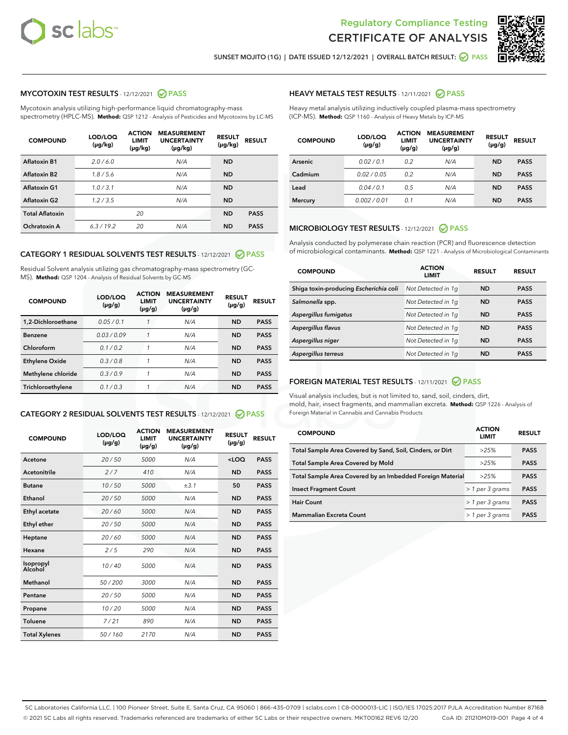Regulatory Compliance Testing
# CERTIFICATE OF ANALYSIS

SUNSET MOJITO (1G) | DATE ISSUED 12/12/2021 | OVERALL BATCH RESULT: PASS

## MYCOTOXIN TEST RESULTS - 12/12/2021 PASS

Mycotoxin analysis utilizing high-performance liquid chromatography-mass spectrometry (HPLC-MS). **Method:** QSP 1212 - Analysis of Pesticides and Mycotoxins by LC-MS

| COMPOUND | LOD/LOQ (µg/kg) | ACTION LIMIT (µg/kg) | MEASUREMENT UNCERTAINTY (µg/kg) | RESULT (µg/kg) | RESULT |
|---|---|---|---|---|---|
| Aflatoxin B1 | 2.0 / 6.0 | | N/A | ND | |
| Aflatoxin B2 | 1.8 / 5.6 | | N/A | ND | |
| Aflatoxin G1 | 1.0 / 3.1 | | N/A | ND | |
| Aflatoxin G2 | 1.2 / 3.5 | | N/A | ND | |
| Total Aflatoxin | | 20 | | ND | PASS |
| Ochratoxin A | 6.3 / 19.2 | 20 | N/A | ND | PASS |

## CATEGORY 1 RESIDUAL SOLVENTS TEST RESULTS - 12/12/2021 PASS

Residual Solvent analysis utilizing gas chromatography-mass spectrometry (GC-MS). **Method:** QSP 1204 - Analysis of Residual Solvents by GC-MS

| COMPOUND | LOD/LOQ (µg/g) | ACTION LIMIT (µg/g) | MEASUREMENT UNCERTAINTY (µg/g) | RESULT (µg/g) | RESULT |
|---|---|---|---|---|---|
| 1,2-Dichloroethane | 0.05 / 0.1 | 1 | N/A | ND | PASS |
| Benzene | 0.03 / 0.09 | 1 | N/A | ND | PASS |
| Chloroform | 0.1 / 0.2 | 1 | N/A | ND | PASS |
| Ethylene Oxide | 0.3 / 0.8 | 1 | N/A | ND | PASS |
| Methylene chloride | 0.3 / 0.9 | 1 | N/A | ND | PASS |
| Trichloroethylene | 0.1 / 0.3 | 1 | N/A | ND | PASS |

## CATEGORY 2 RESIDUAL SOLVENTS TEST RESULTS - 12/12/2021 PASS

| COMPOUND | LOD/LOQ (µg/g) | ACTION LIMIT (µg/g) | MEASUREMENT UNCERTAINTY (µg/g) | RESULT (µg/g) | RESULT |
|---|---|---|---|---|---|
| Acetone | 20 / 50 | 5000 | N/A | <LOQ | PASS |
| Acetonitrile | 2 / 7 | 410 | N/A | ND | PASS |
| Butane | 10 / 50 | 5000 | ±3.1 | 50 | PASS |
| Ethanol | 20 / 50 | 5000 | N/A | ND | PASS |
| Ethyl acetate | 20 / 60 | 5000 | N/A | ND | PASS |
| Ethyl ether | 20 / 50 | 5000 | N/A | ND | PASS |
| Heptane | 20 / 60 | 5000 | N/A | ND | PASS |
| Hexane | 2 / 5 | 290 | N/A | ND | PASS |
| Isopropyl Alcohol | 10 / 40 | 5000 | N/A | ND | PASS |
| Methanol | 50 / 200 | 3000 | N/A | ND | PASS |
| Pentane | 20 / 50 | 5000 | N/A | ND | PASS |
| Propane | 10 / 20 | 5000 | N/A | ND | PASS |
| Toluene | 7 / 21 | 890 | N/A | ND | PASS |
| Total Xylenes | 50 / 160 | 2170 | N/A | ND | PASS |

## HEAVY METALS TEST RESULTS - 12/11/2021 PASS

Heavy metal analysis utilizing inductively coupled plasma-mass spectrometry (ICP-MS). **Method:** QSP 1160 - Analysis of Heavy Metals by ICP-MS

| COMPOUND | LOD/LOQ (µg/g) | ACTION LIMIT (µg/g) | MEASUREMENT UNCERTAINTY (µg/g) | RESULT (µg/g) | RESULT |
|---|---|---|---|---|---|
| Arsenic | 0.02 / 0.1 | 0.2 | N/A | ND | PASS |
| Cadmium | 0.02 / 0.05 | 0.2 | N/A | ND | PASS |
| Lead | 0.04 / 0.1 | 0.5 | N/A | ND | PASS |
| Mercury | 0.002 / 0.01 | 0.1 | N/A | ND | PASS |

## MICROBIOLOGY TEST RESULTS - 12/12/2021 PASS

Analysis conducted by polymerase chain reaction (PCR) and fluorescence detection of microbiological contaminants. **Method:** QSP 1221 - Analysis of Microbiological Contaminants

| COMPOUND | ACTION LIMIT | RESULT | RESULT |
|---|---|---|---|
| Shiga toxin-producing *Escherichia coli* | Not Detected in 1g | ND | PASS |
| *Salmonella* spp. | Not Detected in 1g | ND | PASS |
| *Aspergillus fumigatus* | Not Detected in 1g | ND | PASS |
| *Aspergillus flavus* | Not Detected in 1g | ND | PASS |
| *Aspergillus niger* | Not Detected in 1g | ND | PASS |
| *Aspergillus terreus* | Not Detected in 1g | ND | PASS |

## FOREIGN MATERIAL TEST RESULTS - 12/11/2021 PASS

Visual analysis includes, but is not limited to, sand, soil, cinders, dirt, mold, hair, insect fragments, and mammalian excreta. **Method:** QSP 1226 - Analysis of Foreign Material in Cannabis and Cannabis Products

| COMPOUND | ACTION LIMIT | RESULT |
|---|---|---|
| Total Sample Area Covered by Sand, Soil, Cinders, or Dirt | >25% | PASS |
| Total Sample Area Covered by Mold | >25% | PASS |
| Total Sample Area Covered by an Imbedded Foreign Material | >25% | PASS |
| Insect Fragment Count | > 1 per 3 grams | PASS |
| Hair Count | > 1 per 3 grams | PASS |
| Mammalian Excreta Count | > 1 per 3 grams | PASS |

SC Laboratories California LLC. | 100 Pioneer Street, Suite E, Santa Cruz, CA 95060 | 866-435-0709 | sclabs.com | C8-0000013-LIC | ISO/IES 17025:2017 PJLA Accreditation Number 87168
© 2021 SC Labs all rights reserved. Trademarks referenced are trademarks of either SC Labs or their respective owners. MKT00162 REV6 12/20 CoA ID: 211210M019-001